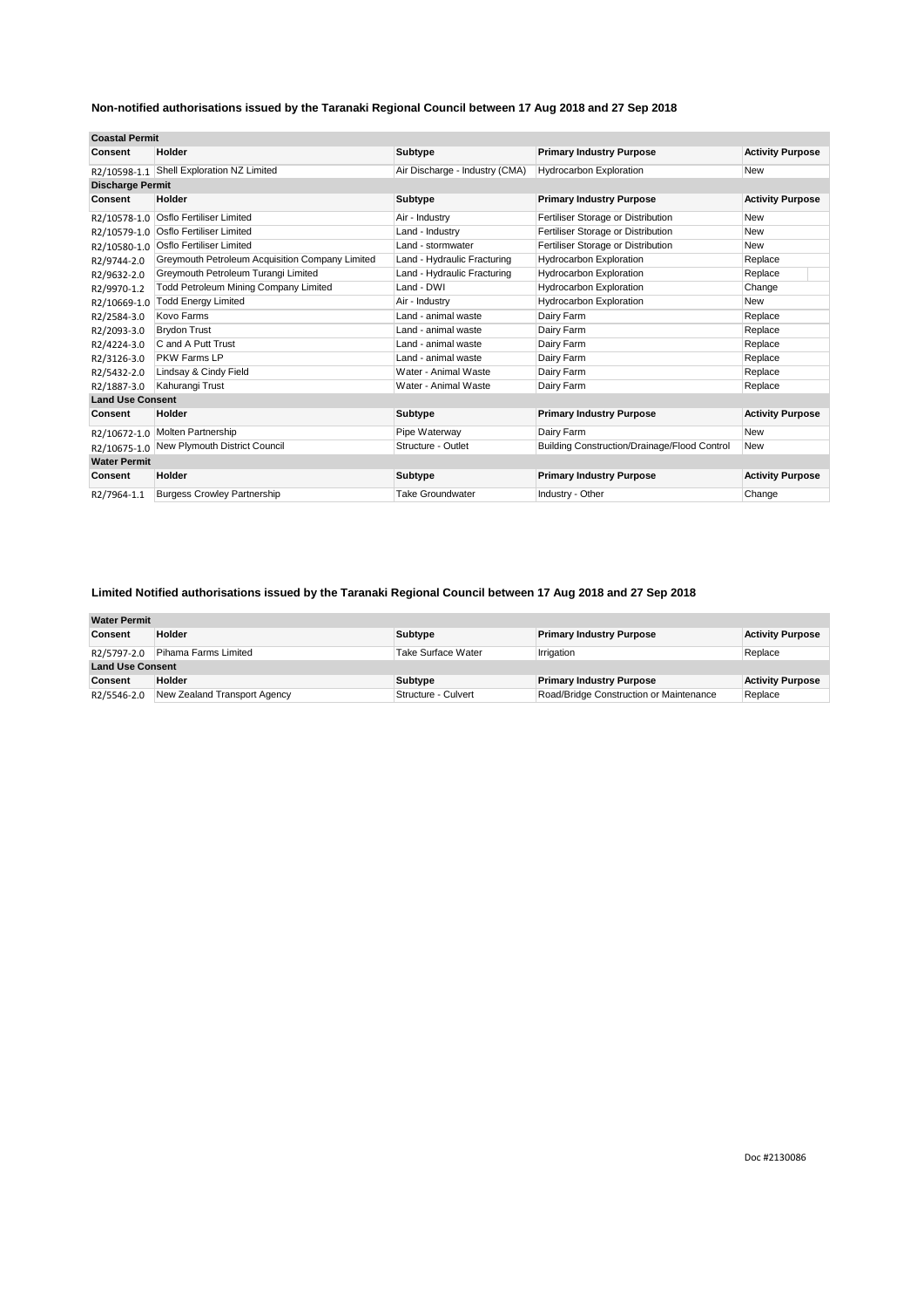### Non-notified authorisations issued by the Taranaki Regional Council between 17 Aug 2018 and 27 Sep 2018

| Consent | Holder | Subtype | Primary Industry Purpose | Activity Purpose |
|---|---|---|---|---|
| **Coastal Permit** | | | | |
| R2/10598-1.1 | Shell Exploration NZ Limited | Air Discharge - Industry (CMA) | Hydrocarbon Exploration | New |
| **Discharge Permit** | | | | |
| R2/10578-1.0 | Osflo Fertiliser Limited | Air - Industry | Fertiliser Storage or Distribution | New |
| R2/10579-1.0 | Osflo Fertiliser Limited | Land - Industry | Fertiliser Storage or Distribution | New |
| R2/10580-1.0 | Osflo Fertiliser Limited | Land - stormwater | Fertiliser Storage or Distribution | New |
| R2/9744-2.0 | Greymouth Petroleum Acquisition Company Limited | Land - Hydraulic Fracturing | Hydrocarbon Exploration | Replace |
| R2/9632-2.0 | Greymouth Petroleum Turangi Limited | Land - Hydraulic Fracturing | Hydrocarbon Exploration | Replace |
| R2/9970-1.2 | Todd Petroleum Mining Company Limited | Land - DWI | Hydrocarbon Exploration | Change |
| R2/10669-1.0 | Todd Energy Limited | Air - Industry | Hydrocarbon Exploration | New |
| R2/2584-3.0 | Kovo Farms | Land - animal waste | Dairy Farm | Replace |
| R2/2093-3.0 | Brydon Trust | Land - animal waste | Dairy Farm | Replace |
| R2/4224-3.0 | C and A Putt Trust | Land - animal waste | Dairy Farm | Replace |
| R2/3126-3.0 | PKW Farms LP | Land - animal waste | Dairy Farm | Replace |
| R2/5432-2.0 | Lindsay & Cindy Field | Water - Animal Waste | Dairy Farm | Replace |
| R2/1887-3.0 | Kahurangi Trust | Water - Animal Waste | Dairy Farm | Replace |
| **Land Use Consent** | | | | |
| R2/10672-1.0 | Molten Partnership | Pipe Waterway | Dairy Farm | New |
| R2/10675-1.0 | New Plymouth District Council | Structure - Outlet | Building Construction/Drainage/Flood Control | New |
| **Water Permit** | | | | |
| R2/7964-1.1 | Burgess Crowley Partnership | Take Groundwater | Industry - Other | Change |

### Limited Notified authorisations issued by the Taranaki Regional Council between 17 Aug 2018 and 27 Sep 2018

| Consent | Holder | Subtype | Primary Industry Purpose | Activity Purpose |
|---|---|---|---|---|
| **Water Permit** | | | | |
| R2/5797-2.0 | Pihama Farms Limited | Take Surface Water | Irrigation | Replace |
| **Land Use Consent** | | | | |
| R2/5546-2.0 | New Zealand Transport Agency | Structure - Culvert | Road/Bridge Construction or Maintenance | Replace |

Doc #2130086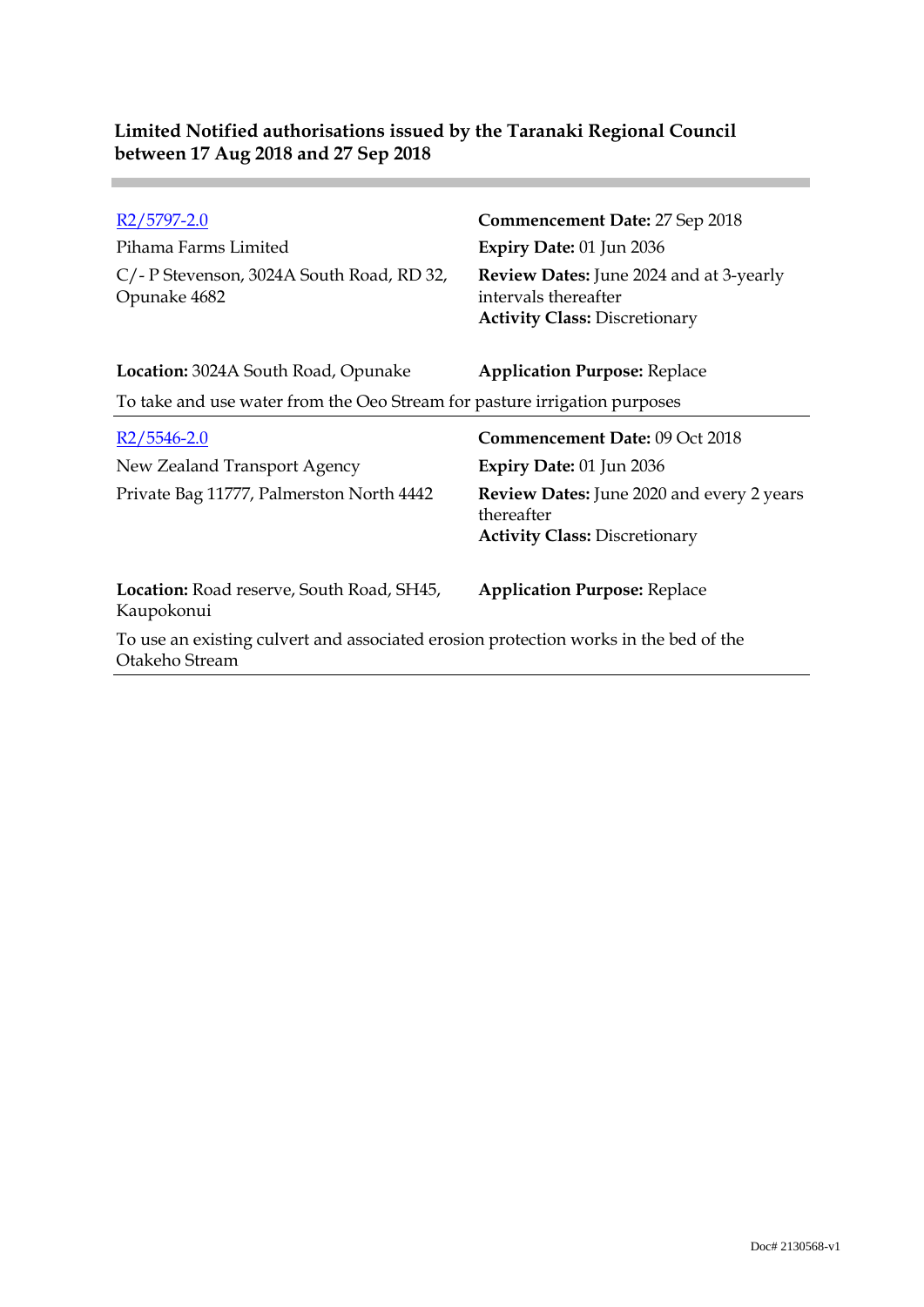**Limited Notified authorisations issued by the Taranaki Regional Council between 17 Aug 2018 and 27 Sep 2018**

---

[R2/5797-2.0](R2/5797-2.0)
Pihama Farms Limited
C/- P Stevenson, 3024A South Road, RD 32, Opunake 4682

**Commencement Date:** 27 Sep 2018
**Expiry Date:** 01 Jun 2036
**Review Dates:** June 2024 and at 3-yearly intervals thereafter
**Activity Class:** Discretionary

**Location:** 3024A South Road, Opunake
**Application Purpose:** Replace

To take and use water from the Oeo Stream for pasture irrigation purposes

---

[R2/5546-2.0](R2/5546-2.0)
New Zealand Transport Agency
Private Bag 11777, Palmerston North 4442

**Commencement Date:** 09 Oct 2018
**Expiry Date:** 01 Jun 2036
**Review Dates:** June 2020 and every 2 years thereafter
**Activity Class:** Discretionary

**Location:** Road reserve, South Road, SH45, Kaupokonui
**Application Purpose:** Replace

To use an existing culvert and associated erosion protection works in the bed of the Otakeho Stream

---

Doc# 2130568-v1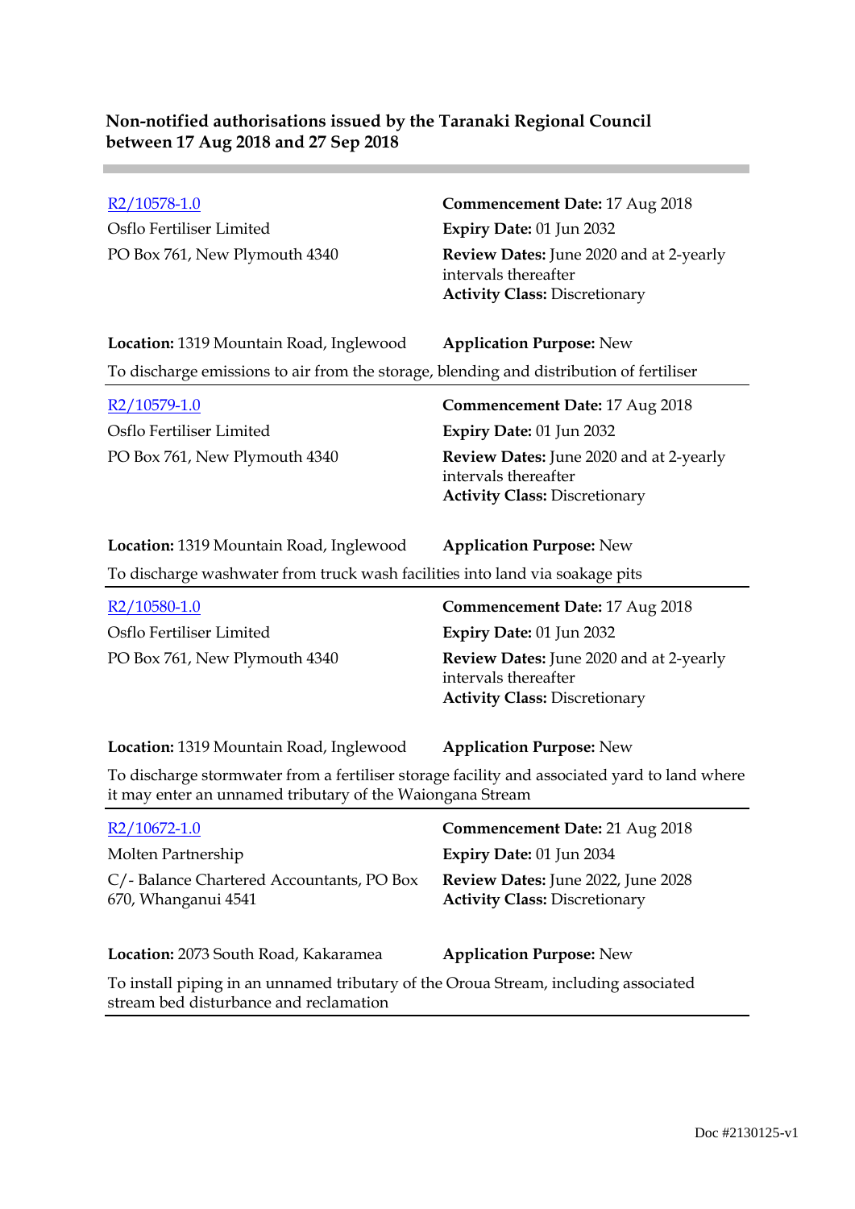**Non-notified authorisations issued by the Taranaki Regional Council between 17 Aug 2018 and 27 Sep 2018**

---

[R2/10578-1.0](R2/10578-1.0)
Osflo Fertiliser Limited
PO Box 761, New Plymouth 4340

**Commencement Date:** 17 Aug 2018
**Expiry Date:** 01 Jun 2032
**Review Dates:** June 2020 and at 2-yearly intervals thereafter
**Activity Class:** Discretionary

**Location:** 1319 Mountain Road, Inglewood
**Application Purpose:** New

To discharge emissions to air from the storage, blending and distribution of fertiliser

---

[R2/10579-1.0](R2/10579-1.0)
Osflo Fertiliser Limited
PO Box 761, New Plymouth 4340

**Commencement Date:** 17 Aug 2018
**Expiry Date:** 01 Jun 2032
**Review Dates:** June 2020 and at 2-yearly intervals thereafter
**Activity Class:** Discretionary

**Location:** 1319 Mountain Road, Inglewood
**Application Purpose:** New

To discharge washwater from truck wash facilities into land via soakage pits

---

[R2/10580-1.0](R2/10580-1.0)
Osflo Fertiliser Limited
PO Box 761, New Plymouth 4340

**Commencement Date:** 17 Aug 2018
**Expiry Date:** 01 Jun 2032
**Review Dates:** June 2020 and at 2-yearly intervals thereafter
**Activity Class:** Discretionary

**Location:** 1319 Mountain Road, Inglewood
**Application Purpose:** New

To discharge stormwater from a fertiliser storage facility and associated yard to land where it may enter an unnamed tributary of the Waiongana Stream

---

[R2/10672-1.0](R2/10672-1.0)
Molten Partnership
C/- Balance Chartered Accountants, PO Box 670, Whanganui 4541

**Commencement Date:** 21 Aug 2018
**Expiry Date:** 01 Jun 2034
**Review Dates:** June 2022, June 2028
**Activity Class:** Discretionary

**Location:** 2073 South Road, Kakaramea
**Application Purpose:** New

To install piping in an unnamed tributary of the Oroua Stream, including associated stream bed disturbance and reclamation

---

Doc #2130125-v1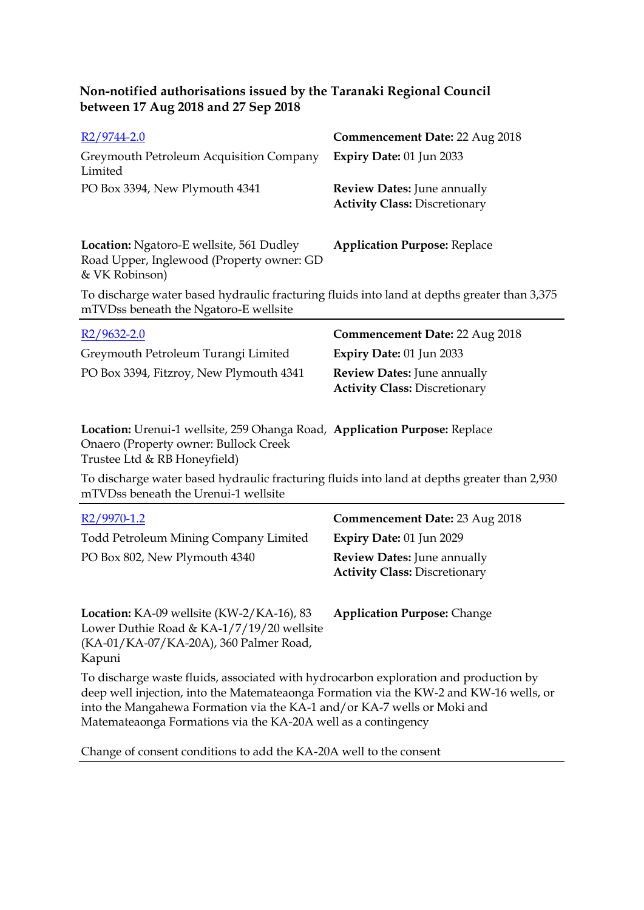**Non-notified authorisations issued by the Taranaki Regional Council between 17 Aug 2018 and 27 Sep 2018**

| | |
|---|---|
| R2/9744-2.0 | **Commencement Date:** 22 Aug 2018 |
| Greymouth Petroleum Acquisition Company Limited | **Expiry Date:** 01 Jun 2033 |
| PO Box 3394, New Plymouth 4341 | **Review Dates:** June annually<br>**Activity Class:** Discretionary |
| **Location:** Ngatoro-E wellsite, 561 Dudley Road Upper, Inglewood (Property owner: GD & VK Robinson) | **Application Purpose:** Replace |

To discharge water based hydraulic fracturing fluids into land at depths greater than 3,375 mTVDss beneath the Ngatoro-E wellsite

---

| | |
|---|---|
| R2/9632-2.0 | **Commencement Date:** 22 Aug 2018 |
| Greymouth Petroleum Turangi Limited | **Expiry Date:** 01 Jun 2033 |
| PO Box 3394, Fitzroy, New Plymouth 4341 | **Review Dates:** June annually<br>**Activity Class:** Discretionary |
| **Location:** Urenui-1 wellsite, 259 Ohanga Road, Onaero (Property owner: Bullock Creek Trustee Ltd & RB Honeyfield) | **Application Purpose:** Replace |

To discharge water based hydraulic fracturing fluids into land at depths greater than 2,930 mTVDss beneath the Urenui-1 wellsite

---

| | |
|---|---|
| R2/9970-1.2 | **Commencement Date:** 23 Aug 2018 |
| Todd Petroleum Mining Company Limited | **Expiry Date:** 01 Jun 2029 |
| PO Box 802, New Plymouth 4340 | **Review Dates:** June annually<br>**Activity Class:** Discretionary |
| **Location:** KA-09 wellsite (KW-2/KA-16), 83 Lower Duthie Road & KA-1/7/19/20 wellsite (KA-01/KA-07/KA-20A), 360 Palmer Road, Kapuni | **Application Purpose:** Change |

To discharge waste fluids, associated with hydrocarbon exploration and production by deep well injection, into the Matemateaonga Formation via the KW-2 and KW-16 wells, or into the Mangahewa Formation via the KA-1 and/or KA-7 wells or Moki and Matemateaonga Formations via the KA-20A well as a contingency

Change of consent conditions to add the KA-20A well to the consent

---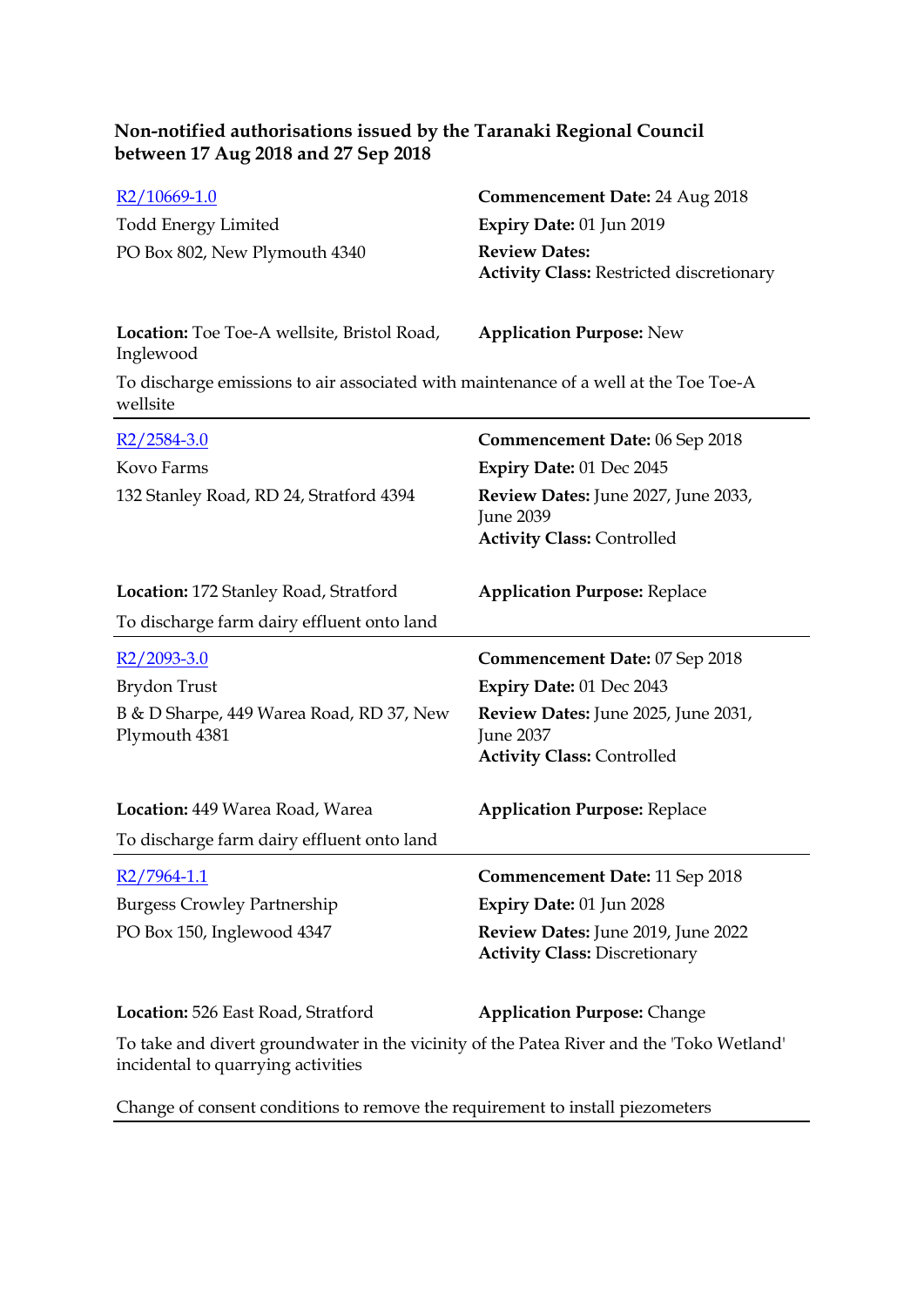**Non-notified authorisations issued by the Taranaki Regional Council between 17 Aug 2018 and 27 Sep 2018**

[R2/10669-1.0](R2/10669-1.0)
Todd Energy Limited
PO Box 802, New Plymouth 4340

**Commencement Date:** 24 Aug 2018
**Expiry Date:** 01 Jun 2019
**Review Dates:**
**Activity Class:** Restricted discretionary

**Location:** Toe Toe-A wellsite, Bristol Road, Inglewood
**Application Purpose:** New

To discharge emissions to air associated with maintenance of a well at the Toe Toe-A wellsite

---

[R2/2584-3.0](R2/2584-3.0)
Kovo Farms
132 Stanley Road, RD 24, Stratford 4394

**Commencement Date:** 06 Sep 2018
**Expiry Date:** 01 Dec 2045
**Review Dates:** June 2027, June 2033, June 2039
**Activity Class:** Controlled

**Location:** 172 Stanley Road, Stratford
**Application Purpose:** Replace

To discharge farm dairy effluent onto land

---

[R2/2093-3.0](R2/2093-3.0)
Brydon Trust
B & D Sharpe, 449 Warea Road, RD 37, New Plymouth 4381

**Commencement Date:** 07 Sep 2018
**Expiry Date:** 01 Dec 2043
**Review Dates:** June 2025, June 2031, June 2037
**Activity Class:** Controlled

**Location:** 449 Warea Road, Warea
**Application Purpose:** Replace

To discharge farm dairy effluent onto land

---

[R2/7964-1.1](R2/7964-1.1)
Burgess Crowley Partnership
PO Box 150, Inglewood 4347

**Commencement Date:** 11 Sep 2018
**Expiry Date:** 01 Jun 2028
**Review Dates:** June 2019, June 2022
**Activity Class:** Discretionary

**Location:** 526 East Road, Stratford
**Application Purpose:** Change

To take and divert groundwater in the vicinity of the Patea River and the 'Toko Wetland' incidental to quarrying activities

Change of consent conditions to remove the requirement to install piezometers

---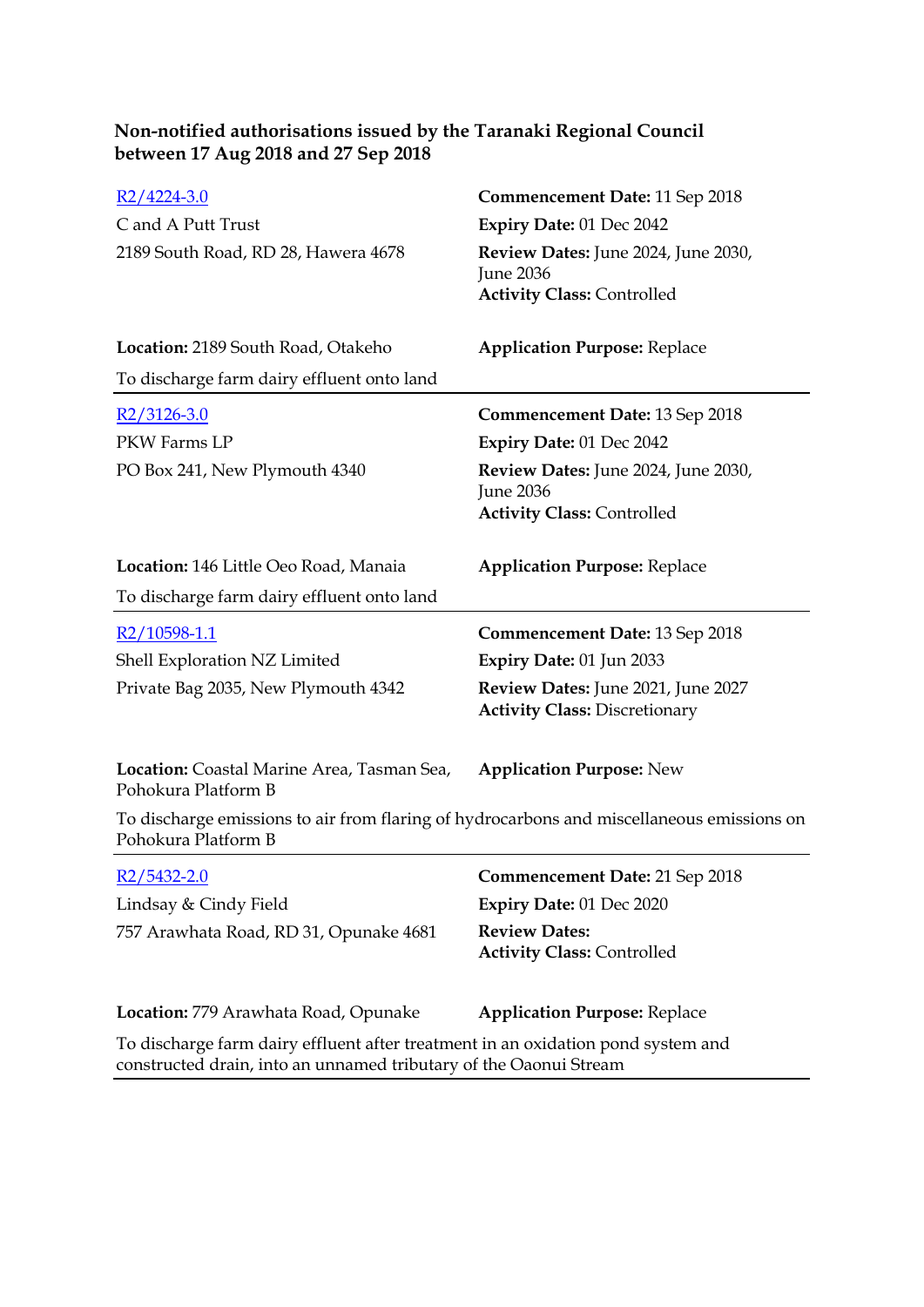**Non-notified authorisations issued by the Taranaki Regional Council between 17 Aug 2018 and 27 Sep 2018**

R2/4224-3.0
C and A Putt Trust
2189 South Road, RD 28, Hawera 4678

**Commencement Date:** 11 Sep 2018
**Expiry Date:** 01 Dec 2042
**Review Dates:** June 2024, June 2030, June 2036
**Activity Class:** Controlled

**Location:** 2189 South Road, Otakeho
**Application Purpose:** Replace

To discharge farm dairy effluent onto land

---

R2/3126-3.0
PKW Farms LP
PO Box 241, New Plymouth 4340

**Commencement Date:** 13 Sep 2018
**Expiry Date:** 01 Dec 2042
**Review Dates:** June 2024, June 2030, June 2036
**Activity Class:** Controlled

**Location:** 146 Little Oeo Road, Manaia
**Application Purpose:** Replace

To discharge farm dairy effluent onto land

---

R2/10598-1.1
Shell Exploration NZ Limited
Private Bag 2035, New Plymouth 4342

**Commencement Date:** 13 Sep 2018
**Expiry Date:** 01 Jun 2033
**Review Dates:** June 2021, June 2027
**Activity Class:** Discretionary

**Location:** Coastal Marine Area, Tasman Sea, Pohokura Platform B
**Application Purpose:** New

To discharge emissions to air from flaring of hydrocarbons and miscellaneous emissions on Pohokura Platform B

---

R2/5432-2.0
Lindsay & Cindy Field
757 Arawhata Road, RD 31, Opunake 4681

**Commencement Date:** 21 Sep 2018
**Expiry Date:** 01 Dec 2020
**Review Dates:**
**Activity Class:** Controlled

**Location:** 779 Arawhata Road, Opunake
**Application Purpose:** Replace

To discharge farm dairy effluent after treatment in an oxidation pond system and constructed drain, into an unnamed tributary of the Oaonui Stream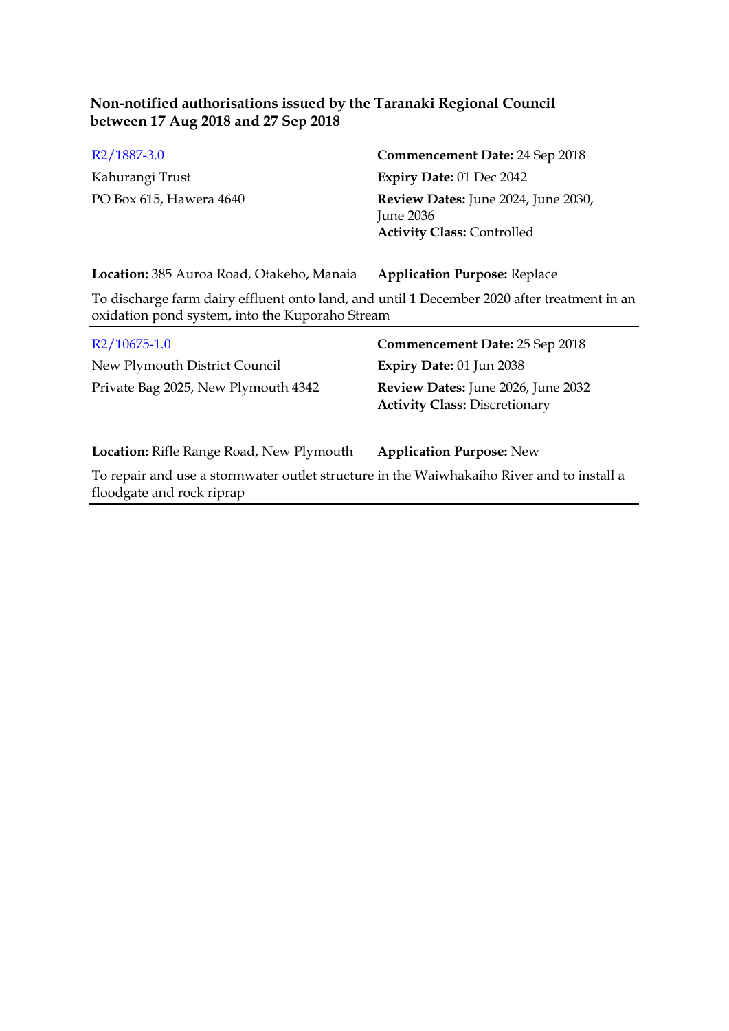**Non-notified authorisations issued by the Taranaki Regional Council between 17 Aug 2018 and 27 Sep 2018**

R2/1887-3.0
Kahurangi Trust
PO Box 615, Hawera 4640

**Commencement Date:** 24 Sep 2018
**Expiry Date:** 01 Dec 2042
**Review Dates:** June 2024, June 2030, June 2036
**Activity Class:** Controlled

**Location:** 385 Auroa Road, Otakeho, Manaia
**Application Purpose:** Replace

To discharge farm dairy effluent onto land, and until 1 December 2020 after treatment in an oxidation pond system, into the Kuporaho Stream

---

R2/10675-1.0
New Plymouth District Council
Private Bag 2025, New Plymouth 4342

**Commencement Date:** 25 Sep 2018
**Expiry Date:** 01 Jun 2038
**Review Dates:** June 2026, June 2032
**Activity Class:** Discretionary

**Location:** Rifle Range Road, New Plymouth
**Application Purpose:** New

To repair and use a stormwater outlet structure in the Waiwhakaiho River and to install a floodgate and rock riprap

---